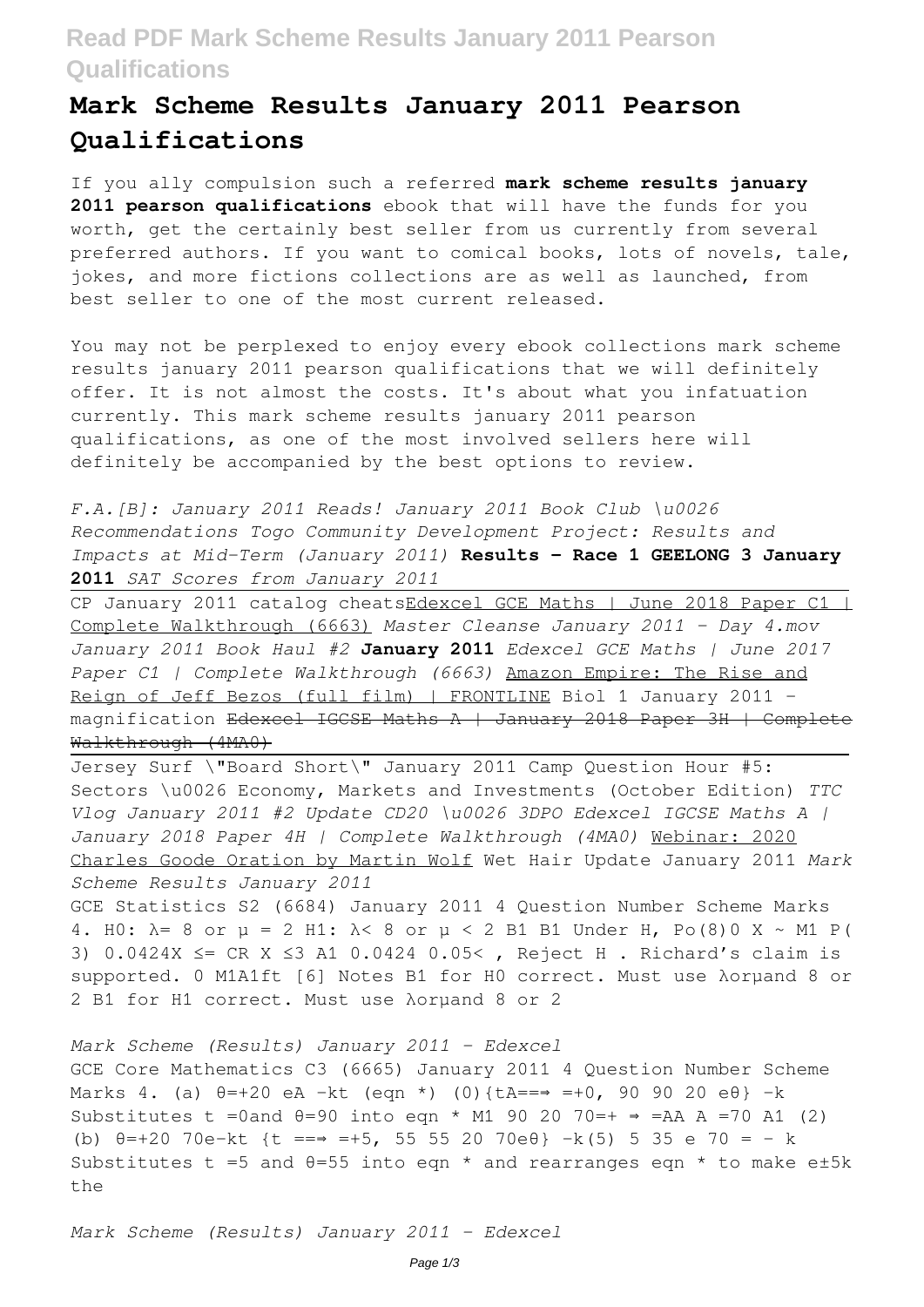# Mark Scheme Results January 2011 Pearson Qualifications

If you ally compulsion such a referred **mark scheme results january 2011 pearson qualifications** ebook that will have the funds for you worth, get the certainly best seller from us currently from several preferred authors. If you want to comical books, lots of novels, tale, jokes, and more fictions collections are as well as launched, from best seller to one of the most current released.

You may not be perplexed to enjoy every ebook collections mark scheme results january 2011 pearson qualifications that we will definitely offer. It is not almost the costs. It's about what you infatuation currently. This mark scheme results january 2011 pearson qualifications, as one of the most involved sellers here will definitely be accompanied by the best options to review.

*F.A.[B]: January 2011 Reads! January 2011 Book Club \u0026 Recommendations Togo Community Development Project: Results and Impacts at Mid-Term (January 2011)* **Results - Race 1 GEELONG 3 January 2011** *SAT Scores from January 2011*

CP January 2011 catalog cheatsEdexcel GCE Maths | June 2018 Paper C1 | Complete Walkthrough (6663) *Master Cleanse January 2011 - Day 4.mov January 2011 Book Haul #2* **January 2011** *Edexcel GCE Maths | June 2017 Paper C1 | Complete Walkthrough (6663)* Amazon Empire: The Rise and Reign of Jeff Bezos (full film) | FRONTLINE Biol 1 January 2011 - magnification ~~Edexcel IGCSE Maths A | January 2018 Paper 3H | Complete Walkthrough (4MA0)~~

Jersey Surf \"Board Short\" January 2011 Camp Question Hour #5: Sectors \u0026 Economy, Markets and Investments (October Edition) *TTC Vlog January 2011 #2 Update CD20 \u0026 3DPO Edexcel IGCSE Maths A | January 2018 Paper 4H | Complete Walkthrough (4MA0)* Webinar: 2020 Charles Goode Oration by Martin Wolf Wet Hair Update January 2011 *Mark Scheme Results January 2011*

GCE Statistics S2 (6684) January 2011 4 Question Number Scheme Marks 4. H0: λ= 8 or μ = 2 H1: λ< 8 or μ < 2 B1 B1 Under H, Po(8)0 X ~ M1 P( 3) 0.0424X ≤= CR X ≤3 A1 0.0424 0.05< , Reject H . Richard's claim is supported. 0 M1A1ft [6] Notes B1 for H0 correct. Must use λorμand 8 or 2 B1 for H1 correct. Must use λorμand 8 or 2

*Mark Scheme (Results) January 2011 - Edexcel*

GCE Core Mathematics C3 (6665) January 2011 4 Question Number Scheme Marks 4. (a) θ=+20 eA −kt (eqn *) (0){tA==⇒ =+0, 90 90 20 eθ} −k Substitutes t =0and θ=90 into eqn * M1 90 20 70=+ ⇒ =AA A =70 A1 (2) (b) θ=+20 70e-kt {t ==⇒ =+5, 55 55 20 70eθ} −k(5) 5 35 e 70 = − k Substitutes t =5 and θ=55 into eqn * and rearranges eqn * to make e±5k the

*Mark Scheme (Results) January 2011 - Edexcel*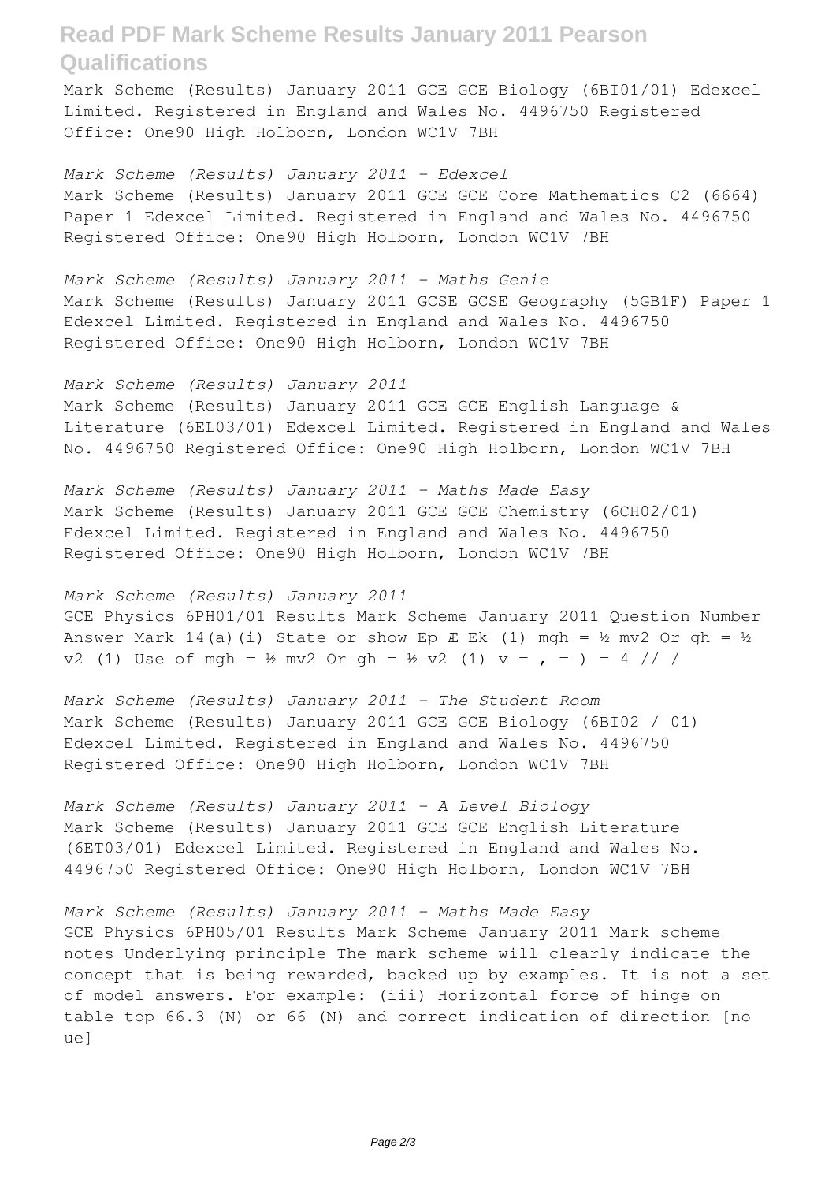Mark Scheme (Results) January 2011 GCE GCE Biology (6BI01/01) Edexcel Limited. Registered in England and Wales No. 4496750 Registered Office: One90 High Holborn, London WC1V 7BH

*Mark Scheme (Results) January 2011 - Edexcel*
Mark Scheme (Results) January 2011 GCE GCE Core Mathematics C2 (6664) Paper 1 Edexcel Limited. Registered in England and Wales No. 4496750 Registered Office: One90 High Holborn, London WC1V 7BH

*Mark Scheme (Results) January 2011 - Maths Genie*
Mark Scheme (Results) January 2011 GCSE GCSE Geography (5GB1F) Paper 1 Edexcel Limited. Registered in England and Wales No. 4496750 Registered Office: One90 High Holborn, London WC1V 7BH

*Mark Scheme (Results) January 2011*
Mark Scheme (Results) January 2011 GCE GCE English Language & Literature (6EL03/01) Edexcel Limited. Registered in England and Wales No. 4496750 Registered Office: One90 High Holborn, London WC1V 7BH

*Mark Scheme (Results) January 2011 - Maths Made Easy*
Mark Scheme (Results) January 2011 GCE GCE Chemistry (6CH02/01) Edexcel Limited. Registered in England and Wales No. 4496750 Registered Office: One90 High Holborn, London WC1V 7BH

*Mark Scheme (Results) January 2011*
GCE Physics 6PH01/01 Results Mark Scheme January 2011 Question Number Answer Mark 14(a)(i) State or show Ep Æ Ek (1) mgh = ½ mv2 Or gh = ½ v2 (1) Use of mgh = ½ mv2 Or gh = ½ v2 (1) v = , = ) = 4 // /

*Mark Scheme (Results) January 2011 - The Student Room*
Mark Scheme (Results) January 2011 GCE GCE Biology (6BI02 / 01) Edexcel Limited. Registered in England and Wales No. 4496750 Registered Office: One90 High Holborn, London WC1V 7BH

*Mark Scheme (Results) January 2011 - A Level Biology*
Mark Scheme (Results) January 2011 GCE GCE English Literature (6ET03/01) Edexcel Limited. Registered in England and Wales No. 4496750 Registered Office: One90 High Holborn, London WC1V 7BH

*Mark Scheme (Results) January 2011 - Maths Made Easy*
GCE Physics 6PH05/01 Results Mark Scheme January 2011 Mark scheme notes Underlying principle The mark scheme will clearly indicate the concept that is being rewarded, backed up by examples. It is not a set of model answers. For example: (iii) Horizontal force of hinge on table top 66.3 (N) or 66 (N) and correct indication of direction [no ue]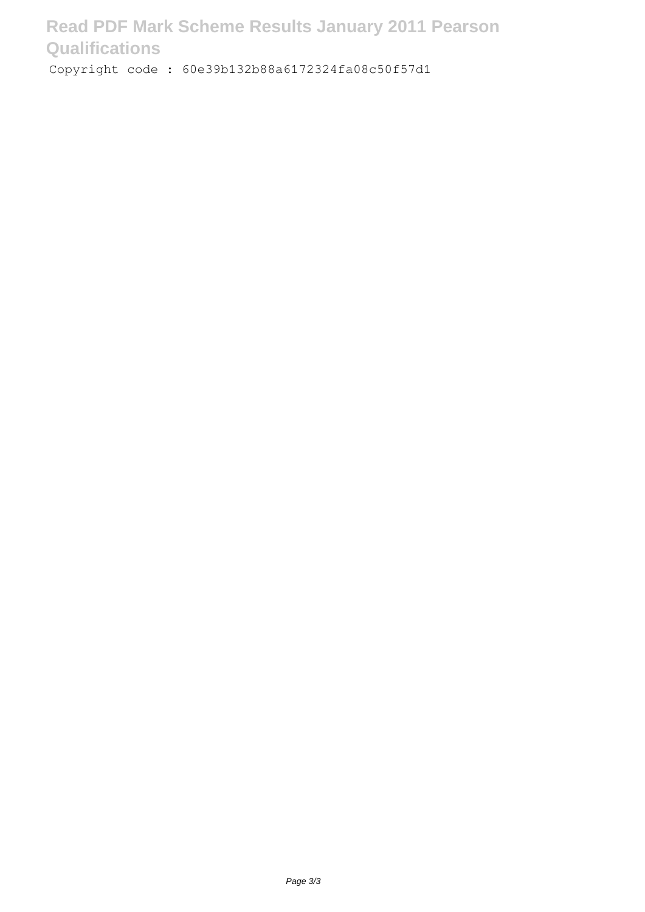Copyright code : 60e39b132b88a6172324fa08c50f57d1